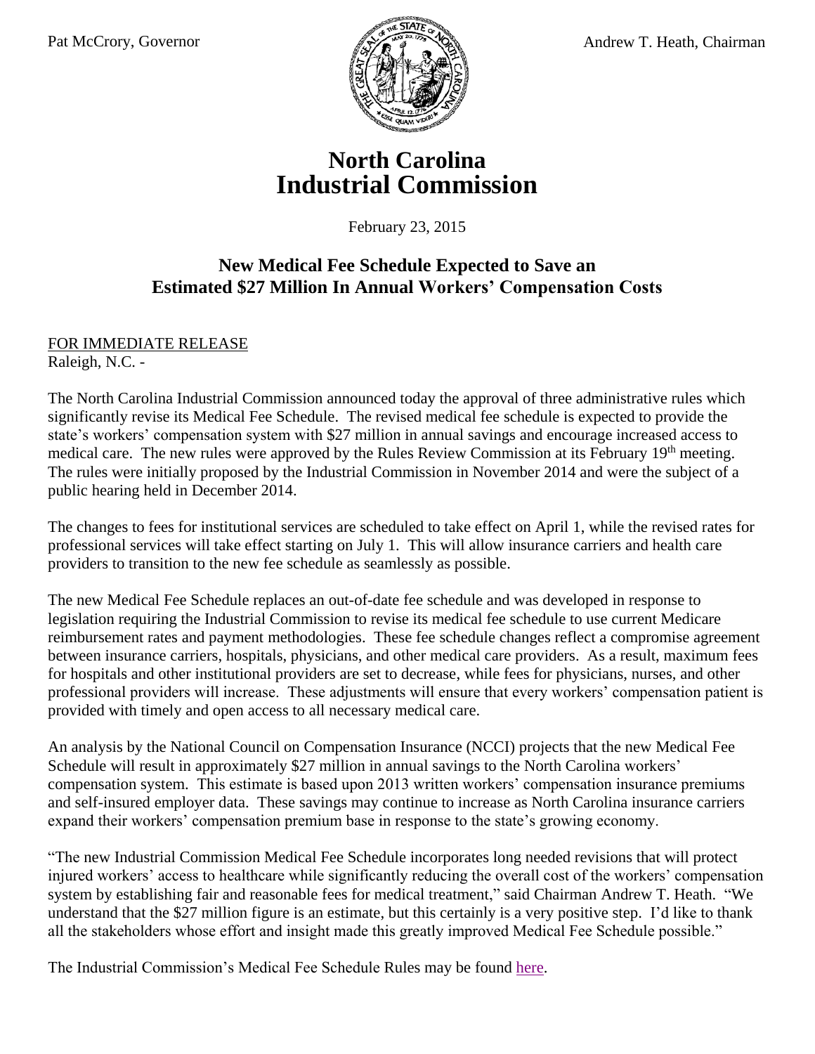Pat McCrory, Governor

Andrew T. Heath, Chairman

# North Carolina Industrial Commission

February 23, 2015

## New Medical Fee Schedule Expected to Save an Estimated $27 Million In Annual Workers' Compensation Costs

FOR IMMEDIATE RELEASE
Raleigh, N.C. -

The North Carolina Industrial Commission announced today the approval of three administrative rules which significantly revise its Medical Fee Schedule. The revised medical fee schedule is expected to provide the state's workers' compensation system with $27 million in annual savings and encourage increased access to medical care. The new rules were approved by the Rules Review Commission at its February 19th meeting. The rules were initially proposed by the Industrial Commission in November 2014 and were the subject of a public hearing held in December 2014.

The changes to fees for institutional services are scheduled to take effect on April 1, while the revised rates for professional services will take effect starting on July 1. This will allow insurance carriers and health care providers to transition to the new fee schedule as seamlessly as possible.

The new Medical Fee Schedule replaces an out-of-date fee schedule and was developed in response to legislation requiring the Industrial Commission to revise its medical fee schedule to use current Medicare reimbursement rates and payment methodologies. These fee schedule changes reflect a compromise agreement between insurance carriers, hospitals, physicians, and other medical care providers. As a result, maximum fees for hospitals and other institutional providers are set to decrease, while fees for physicians, nurses, and other professional providers will increase. These adjustments will ensure that every workers' compensation patient is provided with timely and open access to all necessary medical care.

An analysis by the National Council on Compensation Insurance (NCCI) projects that the new Medical Fee Schedule will result in approximately $27 million in annual savings to the North Carolina workers' compensation system. This estimate is based upon 2013 written workers' compensation insurance premiums and self-insured employer data. These savings may continue to increase as North Carolina insurance carriers expand their workers' compensation premium base in response to the state's growing economy.

"The new Industrial Commission Medical Fee Schedule incorporates long needed revisions that will protect injured workers' access to healthcare while significantly reducing the overall cost of the workers' compensation system by establishing fair and reasonable fees for medical treatment," said Chairman Andrew T. Heath. "We understand that the $27 million figure is an estimate, but this certainly is a very positive step. I'd like to thank all the stakeholders whose effort and insight made this greatly improved Medical Fee Schedule possible."

The Industrial Commission's Medical Fee Schedule Rules may be found here.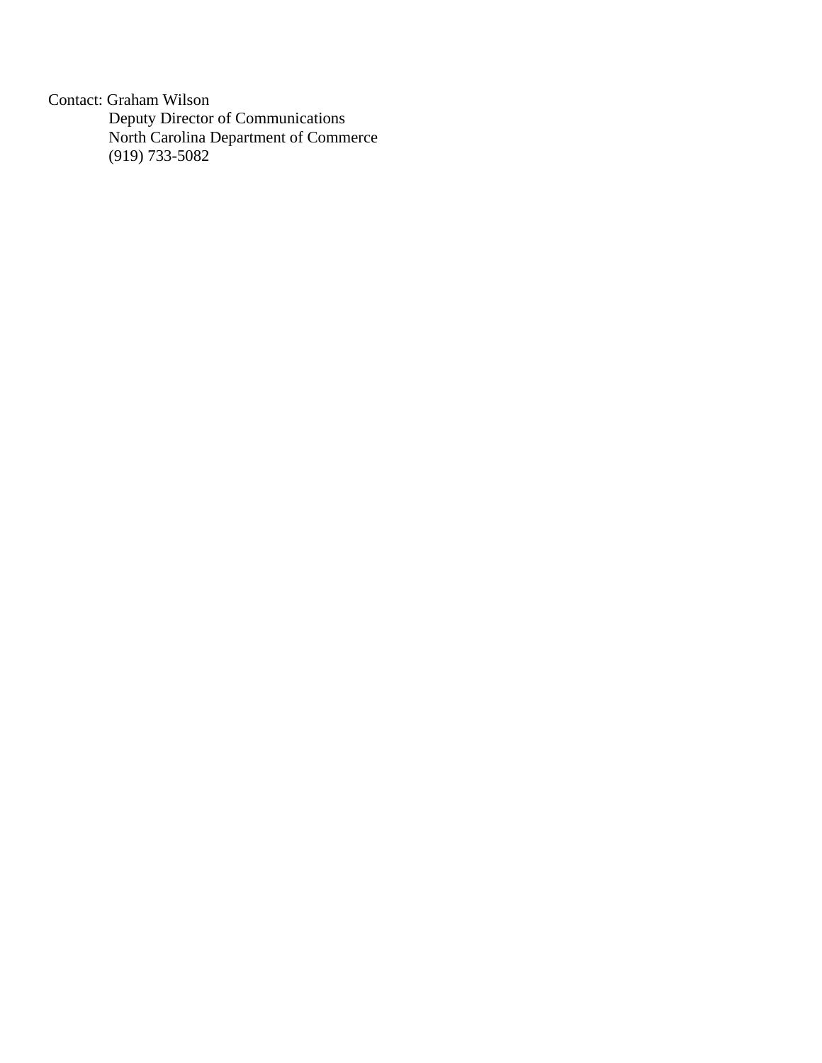Contact: Graham Wilson
Deputy Director of Communications
North Carolina Department of Commerce
(919) 733-5082